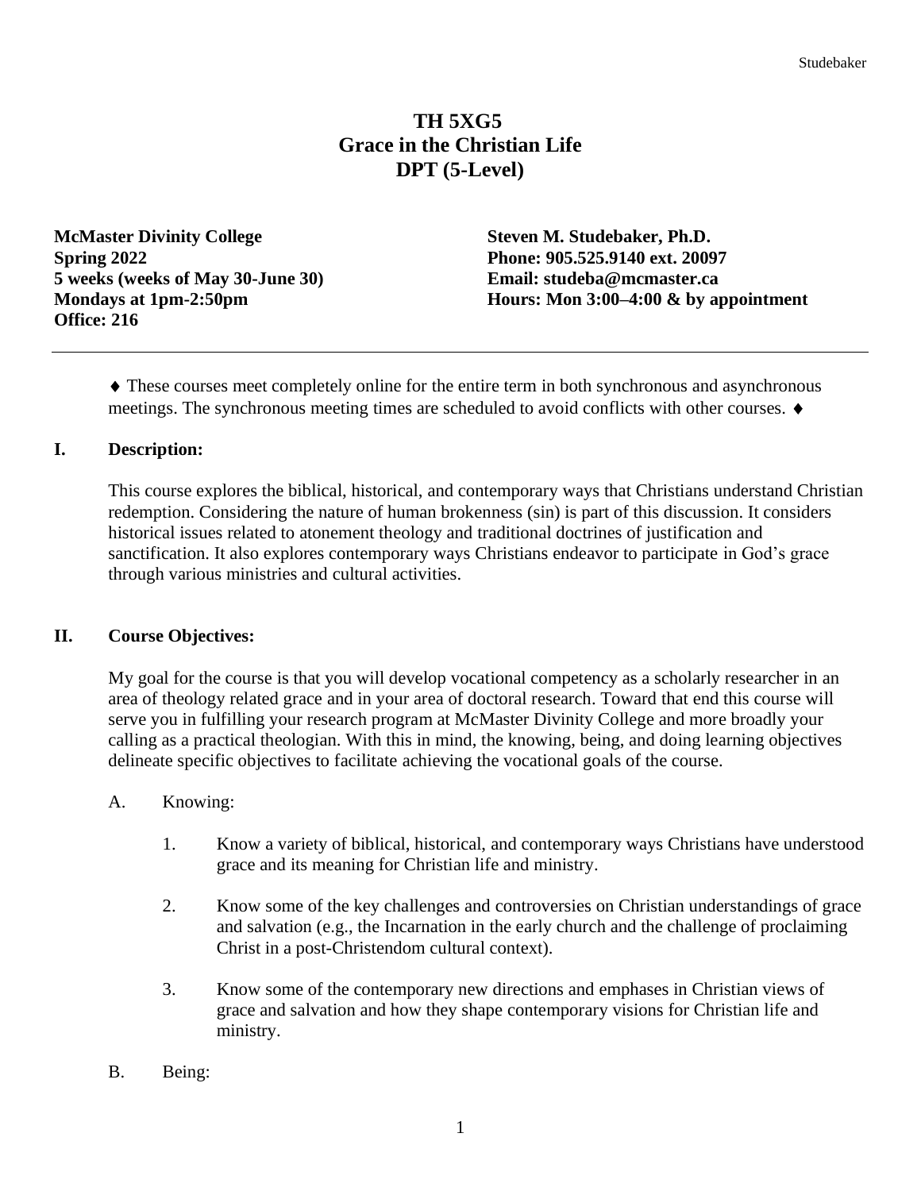# TH 5XG5
# Grace in the Christian Life
# DPT (5-Level)

**McMaster Divinity College**
**Spring 2022**
**5 weeks (weeks of May 30-June 30)**
**Mondays at 1pm-2:50pm**
**Office: 216**

**Steven M. Studebaker, Ph.D.**
**Phone: 905.525.9140 ext. 20097**
**Email: studeba@mcmaster.ca**
**Hours: Mon 3:00–4:00 & by appointment**

---

♦ These courses meet completely online for the entire term in both synchronous and asynchronous meetings. The synchronous meeting times are scheduled to avoid conflicts with other courses. ♦

## I. Description:

This course explores the biblical, historical, and contemporary ways that Christians understand Christian redemption. Considering the nature of human brokenness (sin) is part of this discussion. It considers historical issues related to atonement theology and traditional doctrines of justification and sanctification. It also explores contemporary ways Christians endeavor to participate in God's grace through various ministries and cultural activities.

## II. Course Objectives:

My goal for the course is that you will develop vocational competency as a scholarly researcher in an area of theology related grace and in your area of doctoral research. Toward that end this course will serve you in fulfilling your research program at McMaster Divinity College and more broadly your calling as a practical theologian. With this in mind, the knowing, being, and doing learning objectives delineate specific objectives to facilitate achieving the vocational goals of the course.

A. Knowing:

1. Know a variety of biblical, historical, and contemporary ways Christians have understood grace and its meaning for Christian life and ministry.

2. Know some of the key challenges and controversies on Christian understandings of grace and salvation (e.g., the Incarnation in the early church and the challenge of proclaiming Christ in a post-Christendom cultural context).

3. Know some of the contemporary new directions and emphases in Christian views of grace and salvation and how they shape contemporary visions for Christian life and ministry.

B. Being: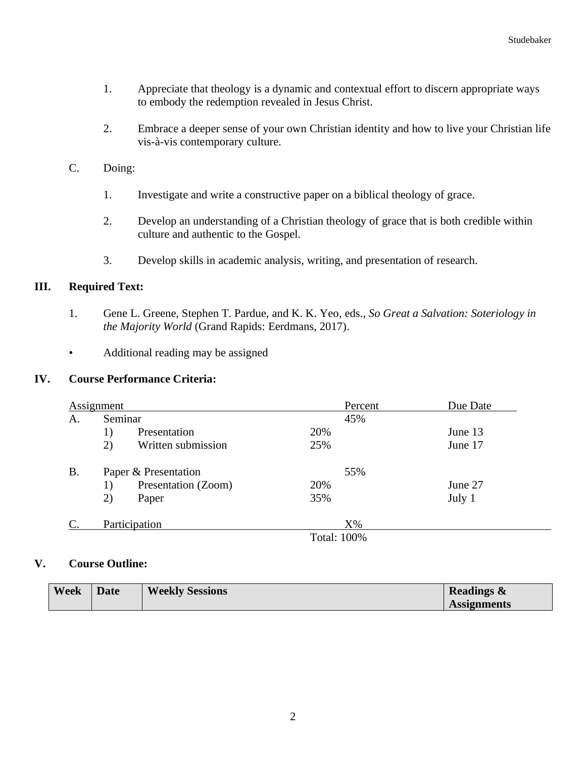1. Appreciate that theology is a dynamic and contextual effort to discern appropriate ways to embody the redemption revealed in Jesus Christ.

2. Embrace a deeper sense of your own Christian identity and how to live your Christian life vis-à-vis contemporary culture.

C. Doing:

1. Investigate and write a constructive paper on a biblical theology of grace.

2. Develop an understanding of a Christian theology of grace that is both credible within culture and authentic to the Gospel.

3. Develop skills in academic analysis, writing, and presentation of research.

## III. Required Text:

1. Gene L. Greene, Stephen T. Pardue, and K. K. Yeo, eds., *So Great a Salvation: Soteriology in the Majority World* (Grand Rapids: Eerdmans, 2017).

- Additional reading may be assigned

## IV. Course Performance Criteria:

| Assignment | | | | Percent | Due Date |
|---|---|---|---|---|---|
| A. | Seminar | | | 45% | |
| | 1) | Presentation | 20% | | June 13 |
| | 2) | Written submission | 25% | | June 17 |
| B. | Paper & Presentation | | | 55% | |
| | 1) | Presentation (Zoom) | 20% | | June 27 |
| | 2) | Paper | 35% | | July 1 |
| C. | Participation | | | X% | |
| | | | Total: 100% | | |

## V. Course Outline:

| Week | Date | Weekly Sessions | Readings & Assignments |
|---|---|---|---|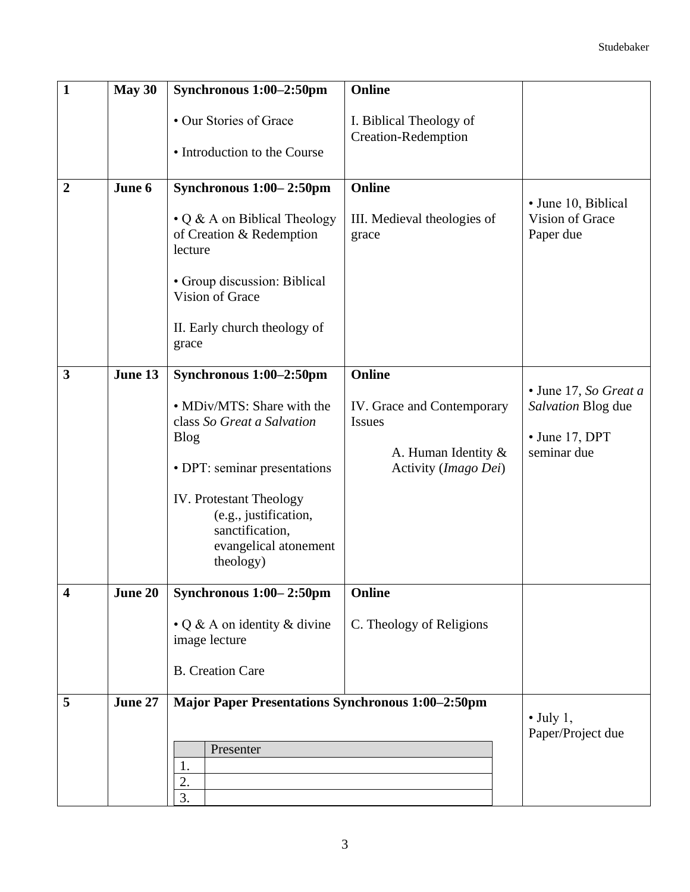| 1 | May 30 | **Synchronous 1:00–2:50pm**<br><br>• Our Stories of Grace<br><br>• Introduction to the Course | **Online**<br><br>I. Biblical Theology of Creation-Redemption | |
|---|---|---|---|---|
| **2** | **June 6** | **Synchronous 1:00– 2:50pm**<br><br>• Q & A on Biblical Theology of Creation & Redemption lecture<br><br>• Group discussion: Biblical Vision of Grace<br><br>II. Early church theology of grace | **Online**<br><br>III. Medieval theologies of grace | • June 10, Biblical Vision of Grace Paper due |
| **3** | **June 13** | **Synchronous 1:00–2:50pm**<br><br>• MDiv/MTS: Share with the class *So Great a Salvation* Blog<br><br>• DPT: seminar presentations<br><br>IV. Protestant Theology (e.g., justification, sanctification, evangelical atonement theology) | **Online**<br><br>IV. Grace and Contemporary Issues<br><br>A. Human Identity & Activity (*Imago Dei*) | • June 17, *So Great a Salvation* Blog due<br><br>• June 17, DPT seminar due |
| **4** | **June 20** | **Synchronous 1:00– 2:50pm**<br><br>• Q & A on identity & divine image lecture<br><br>B. Creation Care | **Online**<br><br>C. Theology of Religions | |
| **5** | **June 27** | **Major Paper Presentations Synchronous 1:00–2:50pm**<br><br>Presenter<br>1.<br>2.<br>3. | | • July 1, Paper/Project due |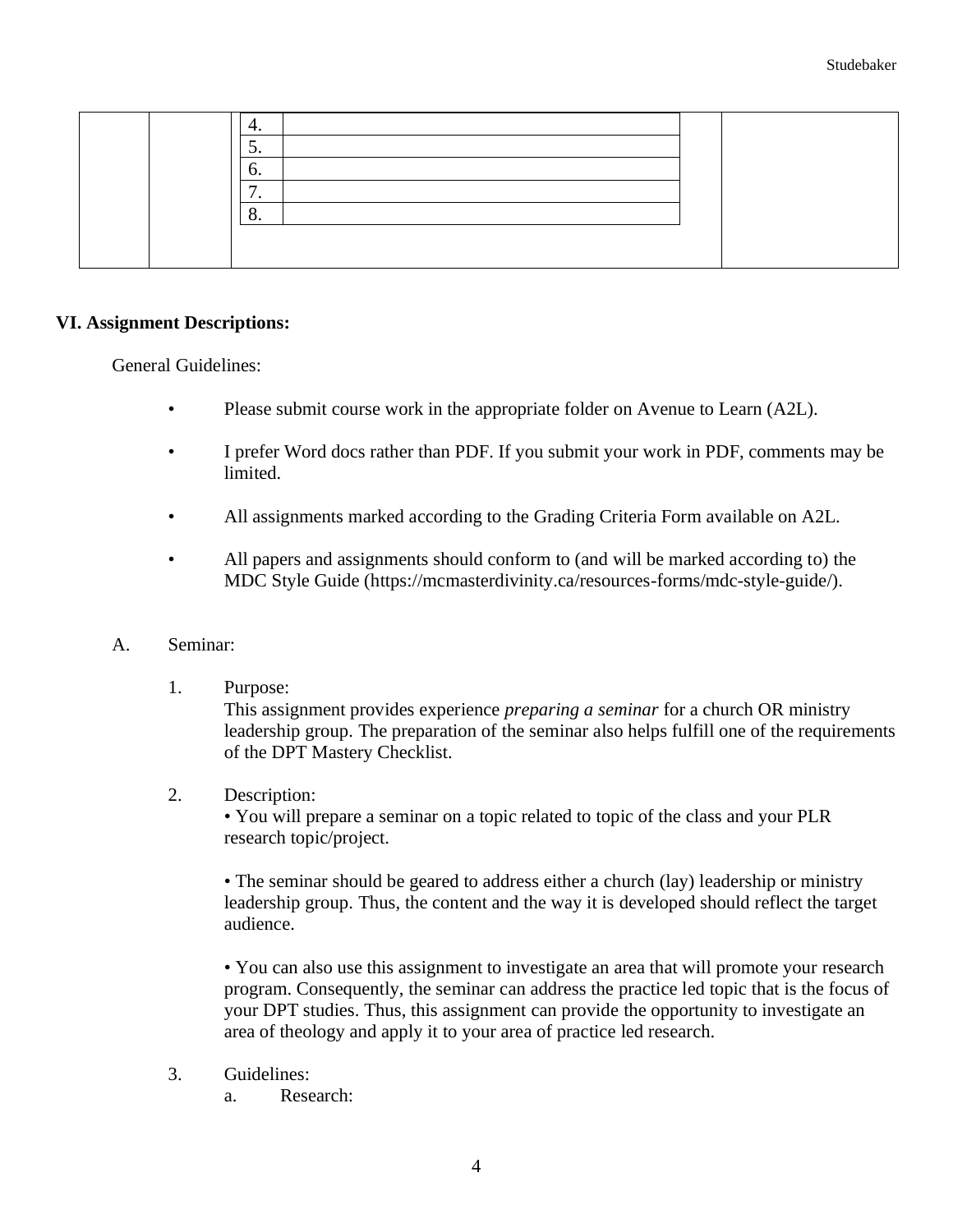| | | | |
|---|---|---|---|
| | | 4.<br>5.<br>6.<br>7.<br>8. | |

## VI. Assignment Descriptions:

General Guidelines:

- Please submit course work in the appropriate folder on Avenue to Learn (A2L).
- I prefer Word docs rather than PDF. If you submit your work in PDF, comments may be limited.
- All assignments marked according to the Grading Criteria Form available on A2L.
- All papers and assignments should conform to (and will be marked according to) the MDC Style Guide (https://mcmasterdivinity.ca/resources-forms/mdc-style-guide/).

A. Seminar:

1. Purpose:
   This assignment provides experience *preparing a seminar* for a church OR ministry leadership group. The preparation of the seminar also helps fulfill one of the requirements of the DPT Mastery Checklist.

2. Description:
   • You will prepare a seminar on a topic related to topic of the class and your PLR research topic/project.

   • The seminar should be geared to address either a church (lay) leadership or ministry leadership group. Thus, the content and the way it is developed should reflect the target audience.

   • You can also use this assignment to investigate an area that will promote your research program. Consequently, the seminar can address the practice led topic that is the focus of your DPT studies. Thus, this assignment can provide the opportunity to investigate an area of theology and apply it to your area of practice led research.

3. Guidelines:
   a. Research: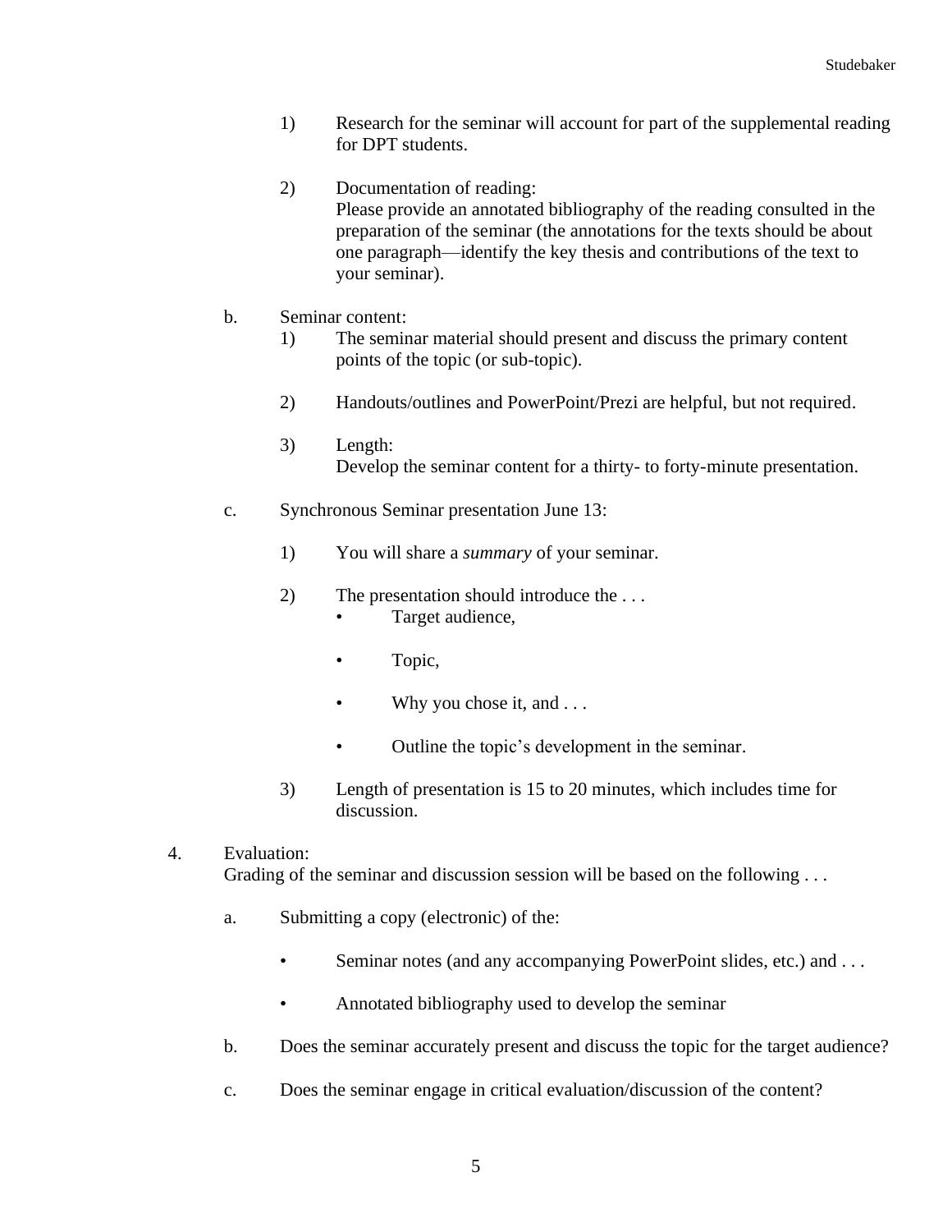1) Research for the seminar will account for part of the supplemental reading for DPT students.

2) Documentation of reading:
   Please provide an annotated bibliography of the reading consulted in the preparation of the seminar (the annotations for the texts should be about one paragraph—identify the key thesis and contributions of the text to your seminar).

b. Seminar content:

   1) The seminar material should present and discuss the primary content points of the topic (or sub-topic).

   2) Handouts/outlines and PowerPoint/Prezi are helpful, but not required.

   3) Length:
      Develop the seminar content for a thirty- to forty-minute presentation.

c. Synchronous Seminar presentation June 13:

   1) You will share a *summary* of your seminar.

   2) The presentation should introduce the . . .
      - Target audience,
      - Topic,
      - Why you chose it, and . . .
      - Outline the topic's development in the seminar.

   3) Length of presentation is 15 to 20 minutes, which includes time for discussion.

4. Evaluation:
   Grading of the seminar and discussion session will be based on the following . . .

   a. Submitting a copy (electronic) of the:
      - Seminar notes (and any accompanying PowerPoint slides, etc.) and . . .
      - Annotated bibliography used to develop the seminar

   b. Does the seminar accurately present and discuss the topic for the target audience?

   c. Does the seminar engage in critical evaluation/discussion of the content?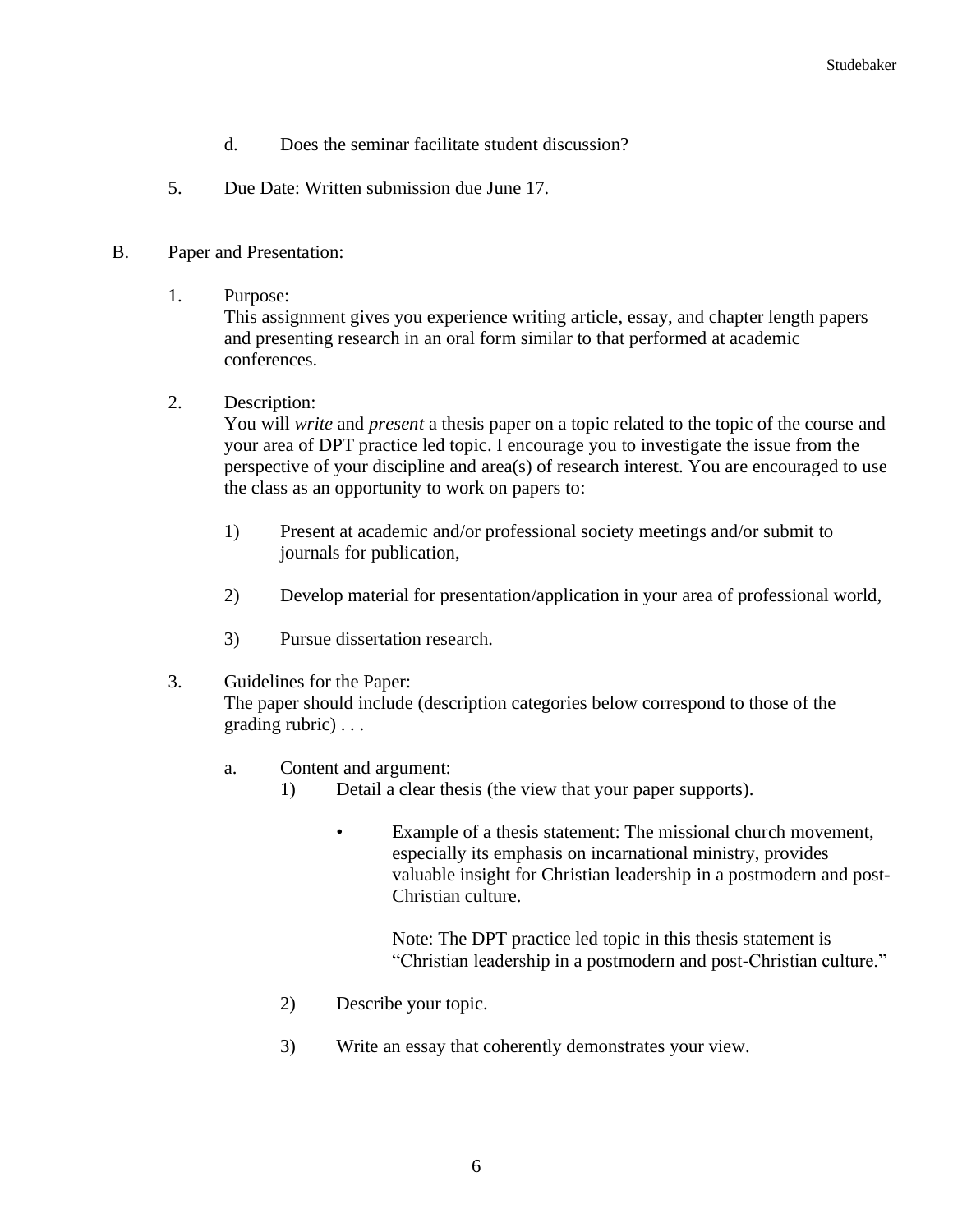d. Does the seminar facilitate student discussion?

5. Due Date: Written submission due June 17.

B. Paper and Presentation:

1. Purpose:
   This assignment gives you experience writing article, essay, and chapter length papers and presenting research in an oral form similar to that performed at academic conferences.

2. Description:
   You will *write* and *present* a thesis paper on a topic related to the topic of the course and your area of DPT practice led topic. I encourage you to investigate the issue from the perspective of your discipline and area(s) of research interest. You are encouraged to use the class as an opportunity to work on papers to:

   1) Present at academic and/or professional society meetings and/or submit to journals for publication,

   2) Develop material for presentation/application in your area of professional world,

   3) Pursue dissertation research.

3. Guidelines for the Paper:
   The paper should include (description categories below correspond to those of the grading rubric) . . .

   a. Content and argument:
      1) Detail a clear thesis (the view that your paper supports).

         - Example of a thesis statement: The missional church movement, especially its emphasis on incarnational ministry, provides valuable insight for Christian leadership in a postmodern and post-Christian culture.

           Note: The DPT practice led topic in this thesis statement is "Christian leadership in a postmodern and post-Christian culture."

      2) Describe your topic.

      3) Write an essay that coherently demonstrates your view.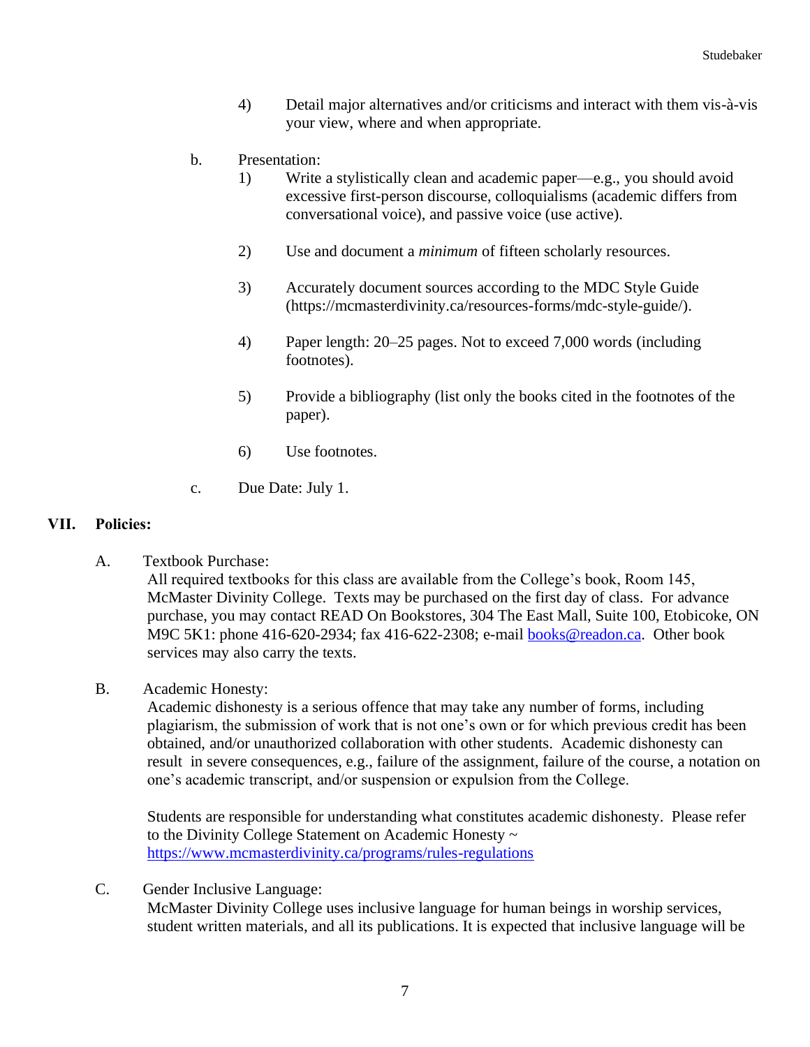4) Detail major alternatives and/or criticisms and interact with them vis-à-vis your view, where and when appropriate.

b. Presentation:

1) Write a stylistically clean and academic paper—e.g., you should avoid excessive first-person discourse, colloquialisms (academic differs from conversational voice), and passive voice (use active).

2) Use and document a *minimum* of fifteen scholarly resources.

3) Accurately document sources according to the MDC Style Guide (https://mcmasterdivinity.ca/resources-forms/mdc-style-guide/).

4) Paper length: 20–25 pages. Not to exceed 7,000 words (including footnotes).

5) Provide a bibliography (list only the books cited in the footnotes of the paper).

6) Use footnotes.

c. Due Date: July 1.

## VII. Policies:

A. Textbook Purchase:

All required textbooks for this class are available from the College's book, Room 145, McMaster Divinity College. Texts may be purchased on the first day of class. For advance purchase, you may contact READ On Bookstores, 304 The East Mall, Suite 100, Etobicoke, ON M9C 5K1: phone 416-620-2934; fax 416-622-2308; e-mail books@readon.ca. Other book services may also carry the texts.

B. Academic Honesty:

Academic dishonesty is a serious offence that may take any number of forms, including plagiarism, the submission of work that is not one's own or for which previous credit has been obtained, and/or unauthorized collaboration with other students. Academic dishonesty can result in severe consequences, e.g., failure of the assignment, failure of the course, a notation on one's academic transcript, and/or suspension or expulsion from the College.

Students are responsible for understanding what constitutes academic dishonesty. Please refer to the Divinity College Statement on Academic Honesty ~ https://www.mcmasterdivinity.ca/programs/rules-regulations

C. Gender Inclusive Language:

McMaster Divinity College uses inclusive language for human beings in worship services, student written materials, and all its publications. It is expected that inclusive language will be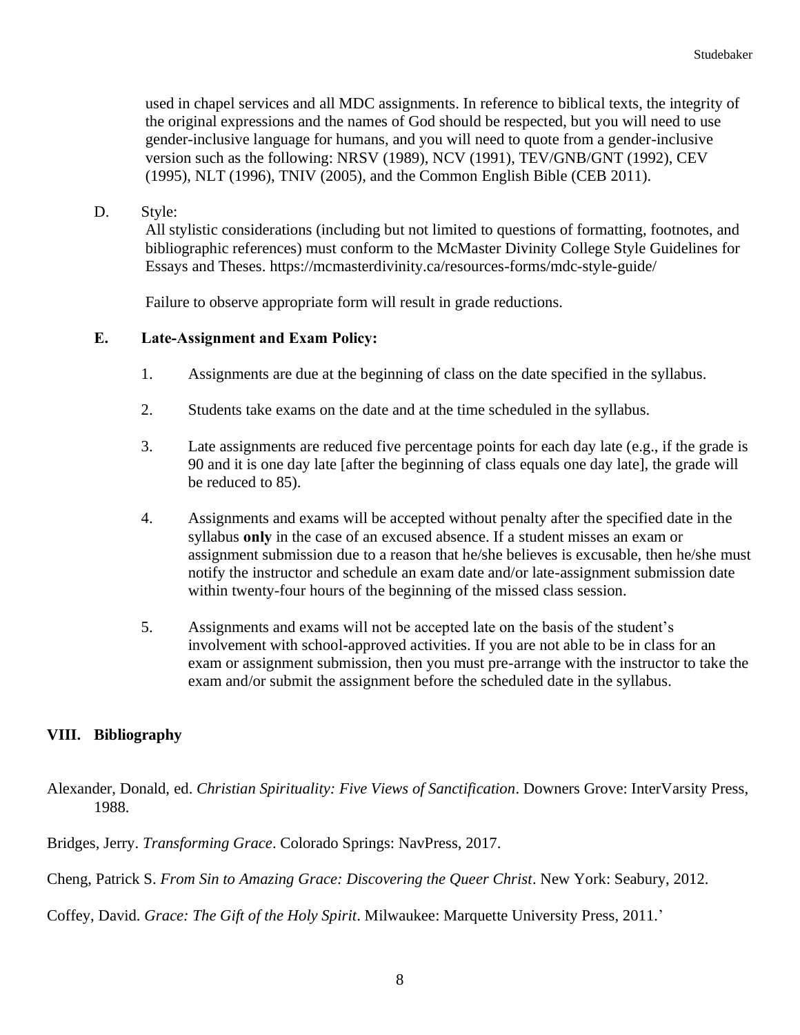used in chapel services and all MDC assignments. In reference to biblical texts, the integrity of the original expressions and the names of God should be respected, but you will need to use gender-inclusive language for humans, and you will need to quote from a gender-inclusive version such as the following: NRSV (1989), NCV (1991), TEV/GNB/GNT (1992), CEV (1995), NLT (1996), TNIV (2005), and the Common English Bible (CEB 2011).

D. Style:

All stylistic considerations (including but not limited to questions of formatting, footnotes, and bibliographic references) must conform to the McMaster Divinity College Style Guidelines for Essays and Theses. https://mcmasterdivinity.ca/resources-forms/mdc-style-guide/

Failure to observe appropriate form will result in grade reductions.

**E. Late-Assignment and Exam Policy:**

1. Assignments are due at the beginning of class on the date specified in the syllabus.

2. Students take exams on the date and at the time scheduled in the syllabus.

3. Late assignments are reduced five percentage points for each day late (e.g., if the grade is 90 and it is one day late [after the beginning of class equals one day late], the grade will be reduced to 85).

4. Assignments and exams will be accepted without penalty after the specified date in the syllabus **only** in the case of an excused absence. If a student misses an exam or assignment submission due to a reason that he/she believes is excusable, then he/she must notify the instructor and schedule an exam date and/or late-assignment submission date within twenty-four hours of the beginning of the missed class session.

5. Assignments and exams will not be accepted late on the basis of the student's involvement with school-approved activities. If you are not able to be in class for an exam or assignment submission, then you must pre-arrange with the instructor to take the exam and/or submit the assignment before the scheduled date in the syllabus.

## VIII. Bibliography

Alexander, Donald, ed. *Christian Spirituality: Five Views of Sanctification*. Downers Grove: InterVarsity Press, 1988.

Bridges, Jerry. *Transforming Grace*. Colorado Springs: NavPress, 2017.

Cheng, Patrick S. *From Sin to Amazing Grace: Discovering the Queer Christ*. New York: Seabury, 2012.

Coffey, David. *Grace: The Gift of the Holy Spirit*. Milwaukee: Marquette University Press, 2011.'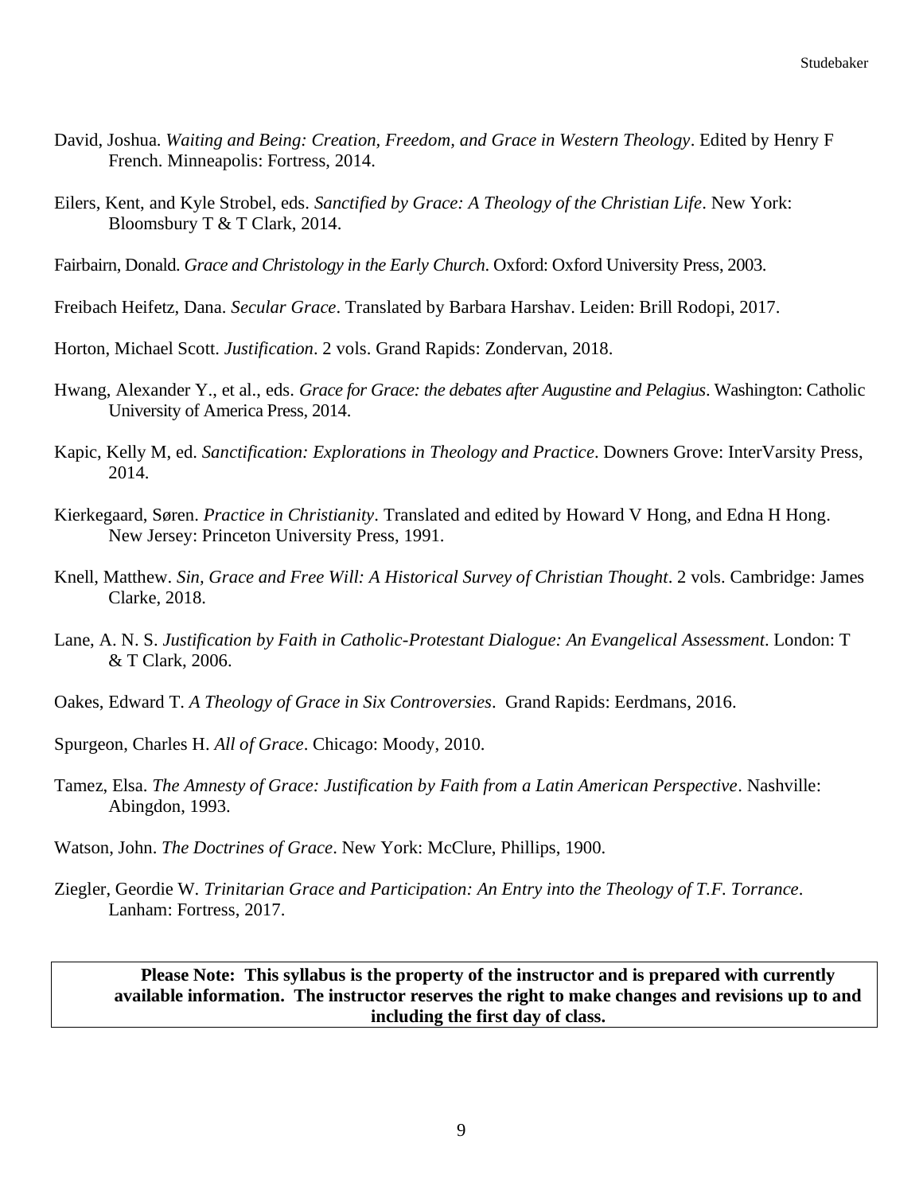David, Joshua. *Waiting and Being: Creation, Freedom, and Grace in Western Theology*. Edited by Henry F French. Minneapolis: Fortress, 2014.

Eilers, Kent, and Kyle Strobel, eds. *Sanctified by Grace: A Theology of the Christian Life*. New York: Bloomsbury T & T Clark, 2014.

Fairbairn, Donald. *Grace and Christology in the Early Church*. Oxford: Oxford University Press, 2003.

Freibach Heifetz, Dana. *Secular Grace*. Translated by Barbara Harshav. Leiden: Brill Rodopi, 2017.

Horton, Michael Scott. *Justification*. 2 vols. Grand Rapids: Zondervan, 2018.

Hwang, Alexander Y., et al., eds. *Grace for Grace: the debates after Augustine and Pelagius*. Washington: Catholic University of America Press, 2014.

Kapic, Kelly M, ed. *Sanctification: Explorations in Theology and Practice*. Downers Grove: InterVarsity Press, 2014.

Kierkegaard, Søren. *Practice in Christianity*. Translated and edited by Howard V Hong, and Edna H Hong. New Jersey: Princeton University Press, 1991.

Knell, Matthew. *Sin, Grace and Free Will: A Historical Survey of Christian Thought*. 2 vols. Cambridge: James Clarke, 2018.

Lane, A. N. S. *Justification by Faith in Catholic-Protestant Dialogue: An Evangelical Assessment*. London: T & T Clark, 2006.

Oakes, Edward T. *A Theology of Grace in Six Controversies*. Grand Rapids: Eerdmans, 2016.

Spurgeon, Charles H. *All of Grace*. Chicago: Moody, 2010.

Tamez, Elsa. *The Amnesty of Grace: Justification by Faith from a Latin American Perspective*. Nashville: Abingdon, 1993.

Watson, John. *The Doctrines of Grace*. New York: McClure, Phillips, 1900.

Ziegler, Geordie W. *Trinitarian Grace and Participation: An Entry into the Theology of T.F. Torrance*. Lanham: Fortress, 2017.

**Please Note: This syllabus is the property of the instructor and is prepared with currently available information. The instructor reserves the right to make changes and revisions up to and including the first day of class.**